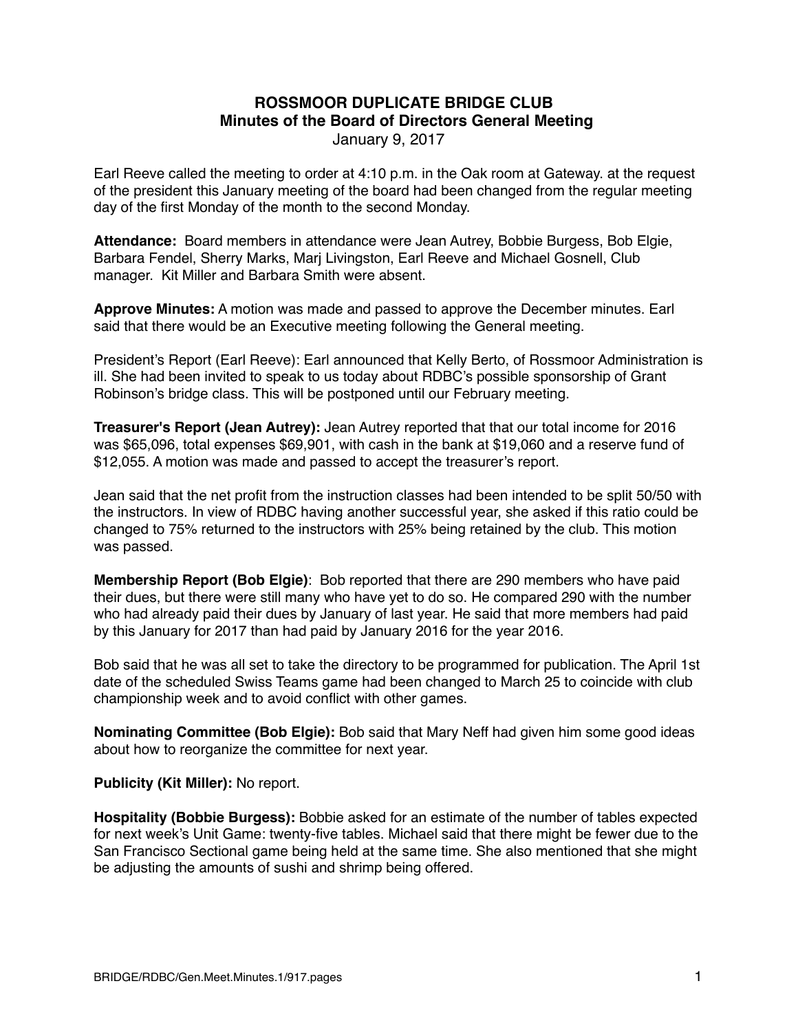# ROSSMOOR DUPLICATE BRIDGE CLUB
## Minutes of the Board of Directors General Meeting

January 9, 2017

Earl Reeve called the meeting to order at 4:10 p.m. in the Oak room at Gateway. at the request of the president this January meeting of the board had been changed from the regular meeting day of the first Monday of the month to the second Monday.

**Attendance:** Board members in attendance were Jean Autrey, Bobbie Burgess, Bob Elgie, Barbara Fendel, Sherry Marks, Marj Livingston, Earl Reeve and Michael Gosnell, Club manager. Kit Miller and Barbara Smith were absent.

**Approve Minutes:** A motion was made and passed to approve the December minutes. Earl said that there would be an Executive meeting following the General meeting.

President's Report (Earl Reeve): Earl announced that Kelly Berto, of Rossmoor Administration is ill. She had been invited to speak to us today about RDBC's possible sponsorship of Grant Robinson's bridge class. This will be postponed until our February meeting.

**Treasurer's Report (Jean Autrey):** Jean Autrey reported that that our total income for 2016 was $65,096, total expenses $69,901, with cash in the bank at $19,060 and a reserve fund of $12,055. A motion was made and passed to accept the treasurer's report.

Jean said that the net profit from the instruction classes had been intended to be split 50/50 with the instructors. In view of RDBC having another successful year, she asked if this ratio could be changed to 75% returned to the instructors with 25% being retained by the club. This motion was passed.

**Membership Report (Bob Elgie)**: Bob reported that there are 290 members who have paid their dues, but there were still many who have yet to do so. He compared 290 with the number who had already paid their dues by January of last year. He said that more members had paid by this January for 2017 than had paid by January 2016 for the year 2016.

Bob said that he was all set to take the directory to be programmed for publication. The April 1st date of the scheduled Swiss Teams game had been changed to March 25 to coincide with club championship week and to avoid conflict with other games.

**Nominating Committee (Bob Elgie):** Bob said that Mary Neff had given him some good ideas about how to reorganize the committee for next year.

**Publicity (Kit Miller):** No report.

**Hospitality (Bobbie Burgess):** Bobbie asked for an estimate of the number of tables expected for next week's Unit Game: twenty-five tables. Michael said that there might be fewer due to the San Francisco Sectional game being held at the same time. She also mentioned that she might be adjusting the amounts of sushi and shrimp being offered.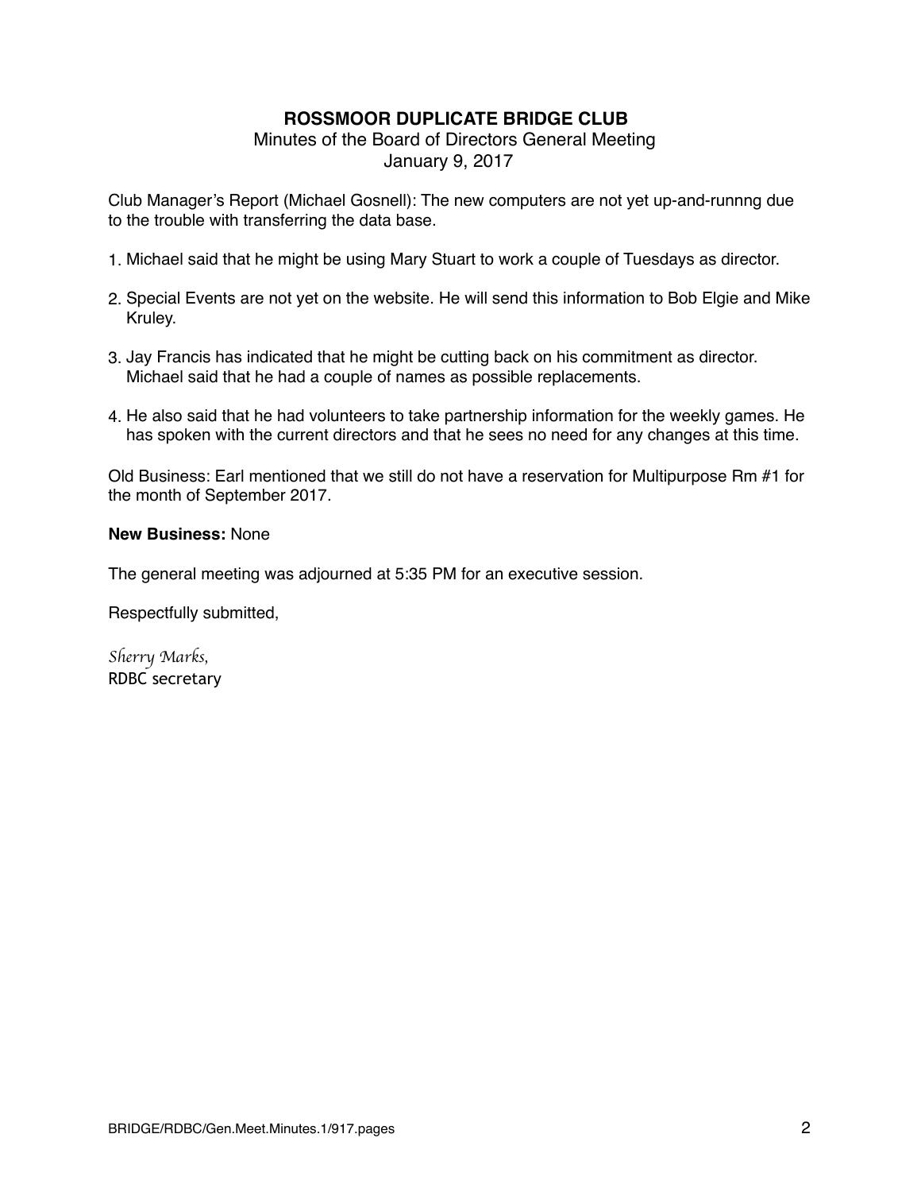**ROSSMOOR DUPLICATE BRIDGE CLUB**

Minutes of the Board of Directors General Meeting
January 9, 2017

Club Manager's Report (Michael Gosnell): The new computers are not yet up-and-runnng due to the trouble with transferring the data base.

1. Michael said that he might be using Mary Stuart to work a couple of Tuesdays as director.
2. Special Events are not yet on the website. He will send this information to Bob Elgie and Mike Kruley.
3. Jay Francis has indicated that he might be cutting back on his commitment as director. Michael said that he had a couple of names as possible replacements.
4. He also said that he had volunteers to take partnership information for the weekly games. He has spoken with the current directors and that he sees no need for any changes at this time.

Old Business: Earl mentioned that we still do not have a reservation for Multipurpose Rm #1 for the month of September 2017.

**New Business:** None

The general meeting was adjourned at 5:35 PM for an executive session.

Respectfully submitted,

*Sherry Marks,*
RDBC secretary

BRIDGE/RDBC/Gen.Meet.Minutes.1/917.pages